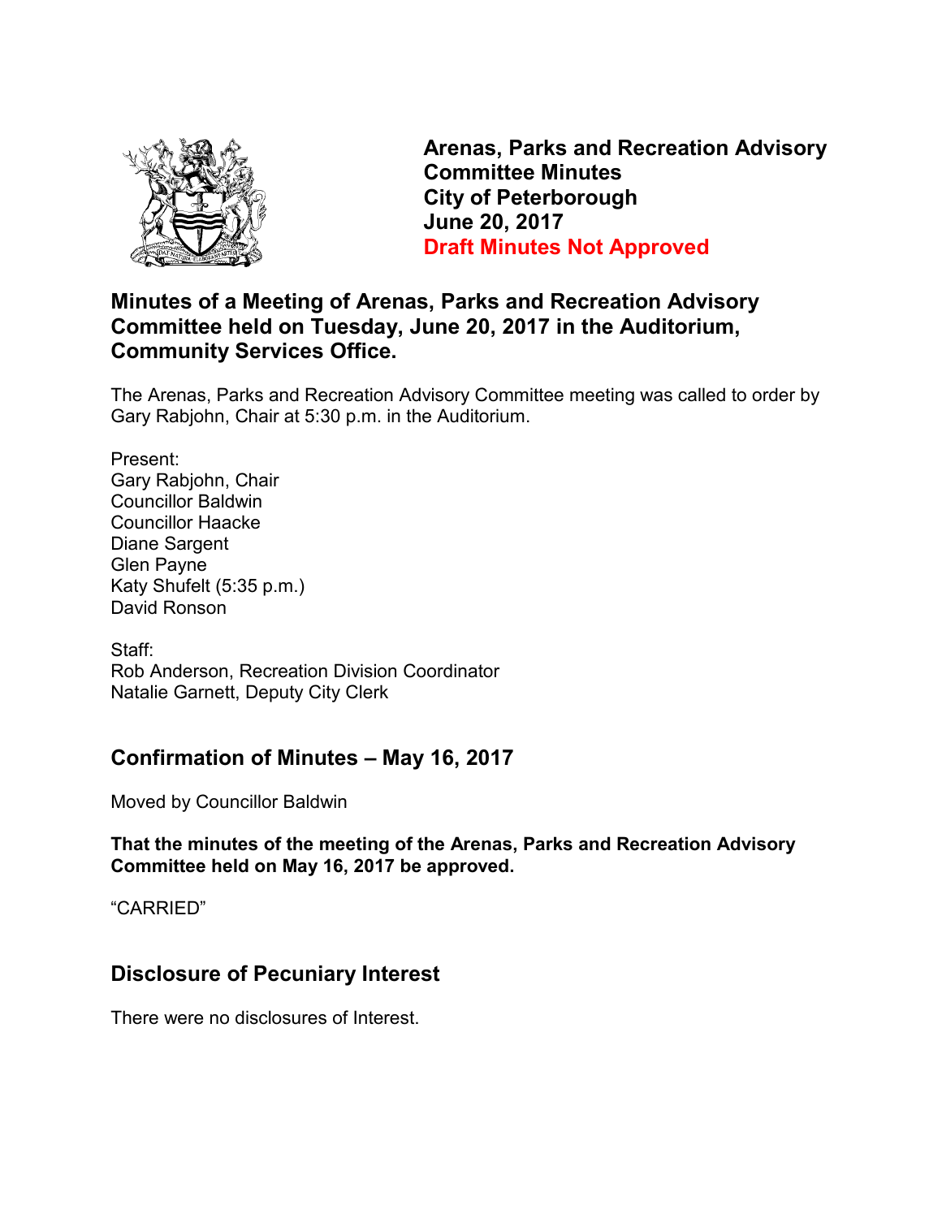# Arenas, Parks and Recreation Advisory Committee Minutes
# City of Peterborough
# June 20, 2017
# Draft Minutes Not Approved

## Minutes of a Meeting of Arenas, Parks and Recreation Advisory Committee held on Tuesday, June 20, 2017 in the Auditorium, Community Services Office.

The Arenas, Parks and Recreation Advisory Committee meeting was called to order by Gary Rabjohn, Chair at 5:30 p.m. in the Auditorium.

Present:
Gary Rabjohn, Chair
Councillor Baldwin
Councillor Haacke
Diane Sargent
Glen Payne
Katy Shufelt (5:35 p.m.)
David Ronson

Staff:
Rob Anderson, Recreation Division Coordinator
Natalie Garnett, Deputy City Clerk

## Confirmation of Minutes – May 16, 2017

Moved by Councillor Baldwin

**That the minutes of the meeting of the Arenas, Parks and Recreation Advisory Committee held on May 16, 2017 be approved.**

"CARRIED"

## Disclosure of Pecuniary Interest

There were no disclosures of Interest.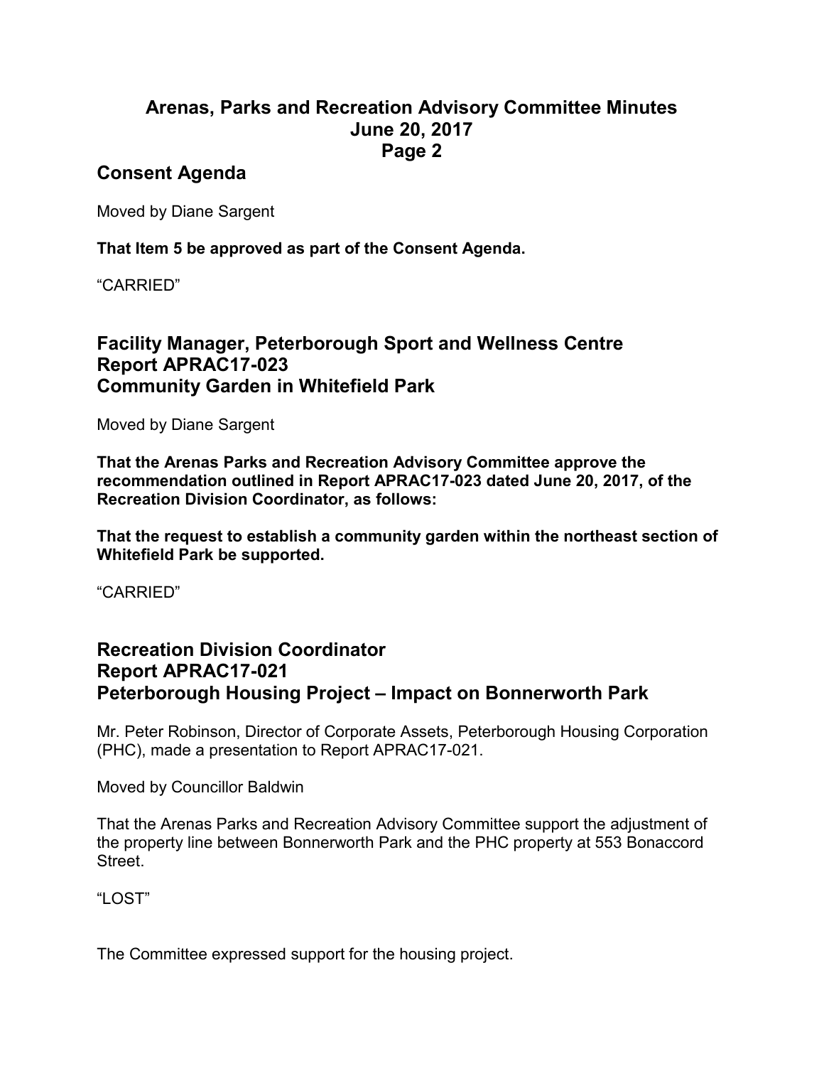## Consent Agenda

Moved by Diane Sargent

**That Item 5 be approved as part of the Consent Agenda.**

"CARRIED"

## Facility Manager, Peterborough Sport and Wellness Centre
## Report APRAC17-023
## Community Garden in Whitefield Park

Moved by Diane Sargent

**That the Arenas Parks and Recreation Advisory Committee approve the recommendation outlined in Report APRAC17-023 dated June 20, 2017, of the Recreation Division Coordinator, as follows:**

**That the request to establish a community garden within the northeast section of Whitefield Park be supported.**

"CARRIED"

## Recreation Division Coordinator
## Report APRAC17-021
## Peterborough Housing Project – Impact on Bonnerworth Park

Mr. Peter Robinson, Director of Corporate Assets, Peterborough Housing Corporation (PHC), made a presentation to Report APRAC17-021.

Moved by Councillor Baldwin

That the Arenas Parks and Recreation Advisory Committee support the adjustment of the property line between Bonnerworth Park and the PHC property at 553 Bonaccord Street.

"LOST"

The Committee expressed support for the housing project.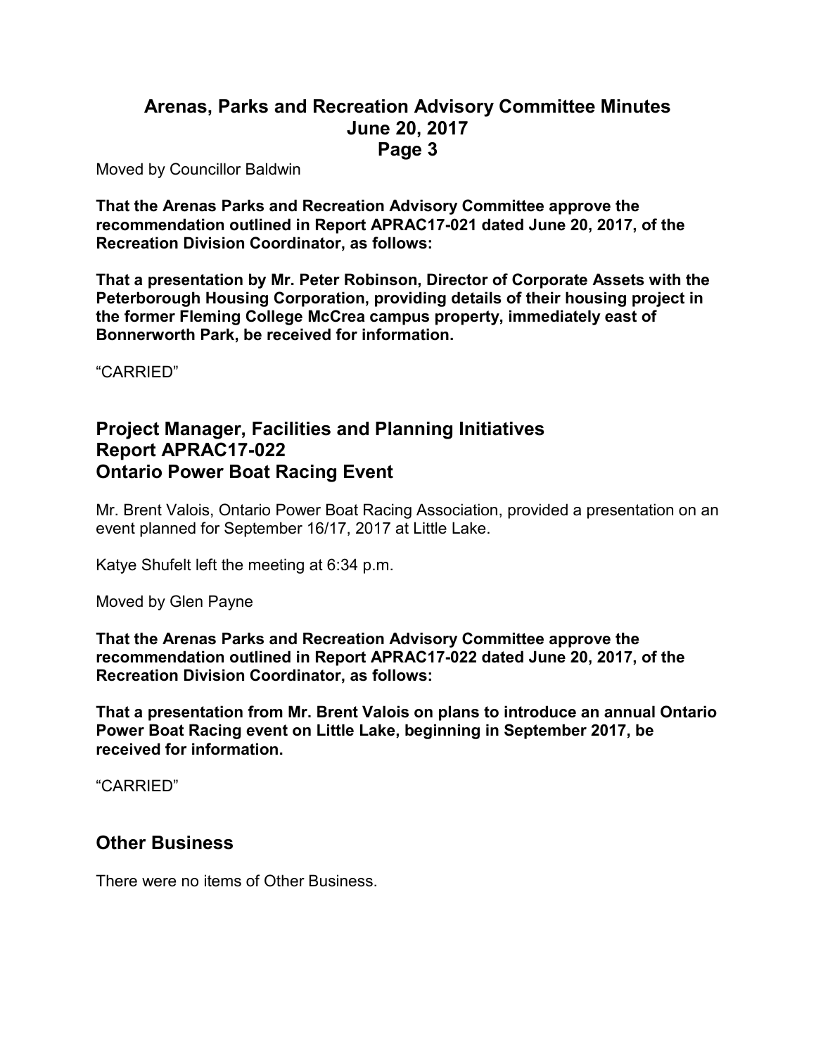Moved by Councillor Baldwin

**That the Arenas Parks and Recreation Advisory Committee approve the recommendation outlined in Report APRAC17-021 dated June 20, 2017, of the Recreation Division Coordinator, as follows:**

**That a presentation by Mr. Peter Robinson, Director of Corporate Assets with the Peterborough Housing Corporation, providing details of their housing project in the former Fleming College McCrea campus property, immediately east of Bonnerworth Park, be received for information.**

"CARRIED"

## Project Manager, Facilities and Planning Initiatives
## Report APRAC17-022
## Ontario Power Boat Racing Event

Mr. Brent Valois, Ontario Power Boat Racing Association, provided a presentation on an event planned for September 16/17, 2017 at Little Lake.

Katye Shufelt left the meeting at 6:34 p.m.

Moved by Glen Payne

**That the Arenas Parks and Recreation Advisory Committee approve the recommendation outlined in Report APRAC17-022 dated June 20, 2017, of the Recreation Division Coordinator, as follows:**

**That a presentation from Mr. Brent Valois on plans to introduce an annual Ontario Power Boat Racing event on Little Lake, beginning in September 2017, be received for information.**

"CARRIED"

## Other Business

There were no items of Other Business.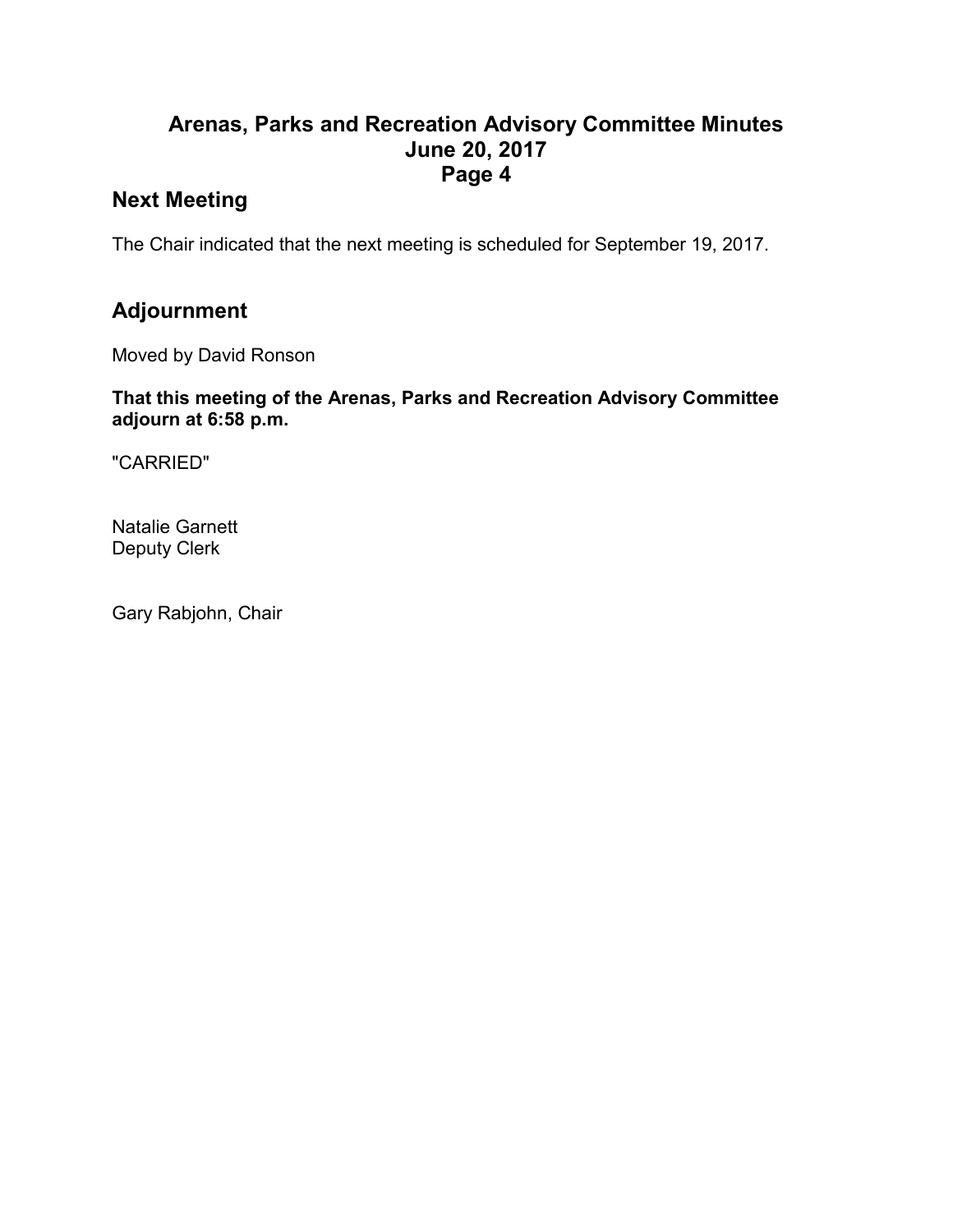## Next Meeting

The Chair indicated that the next meeting is scheduled for September 19, 2017.

## Adjournment

Moved by David Ronson

**That this meeting of the Arenas, Parks and Recreation Advisory Committee adjourn at 6:58 p.m.**

"CARRIED"

Natalie Garnett
Deputy Clerk

Gary Rabjohn, Chair